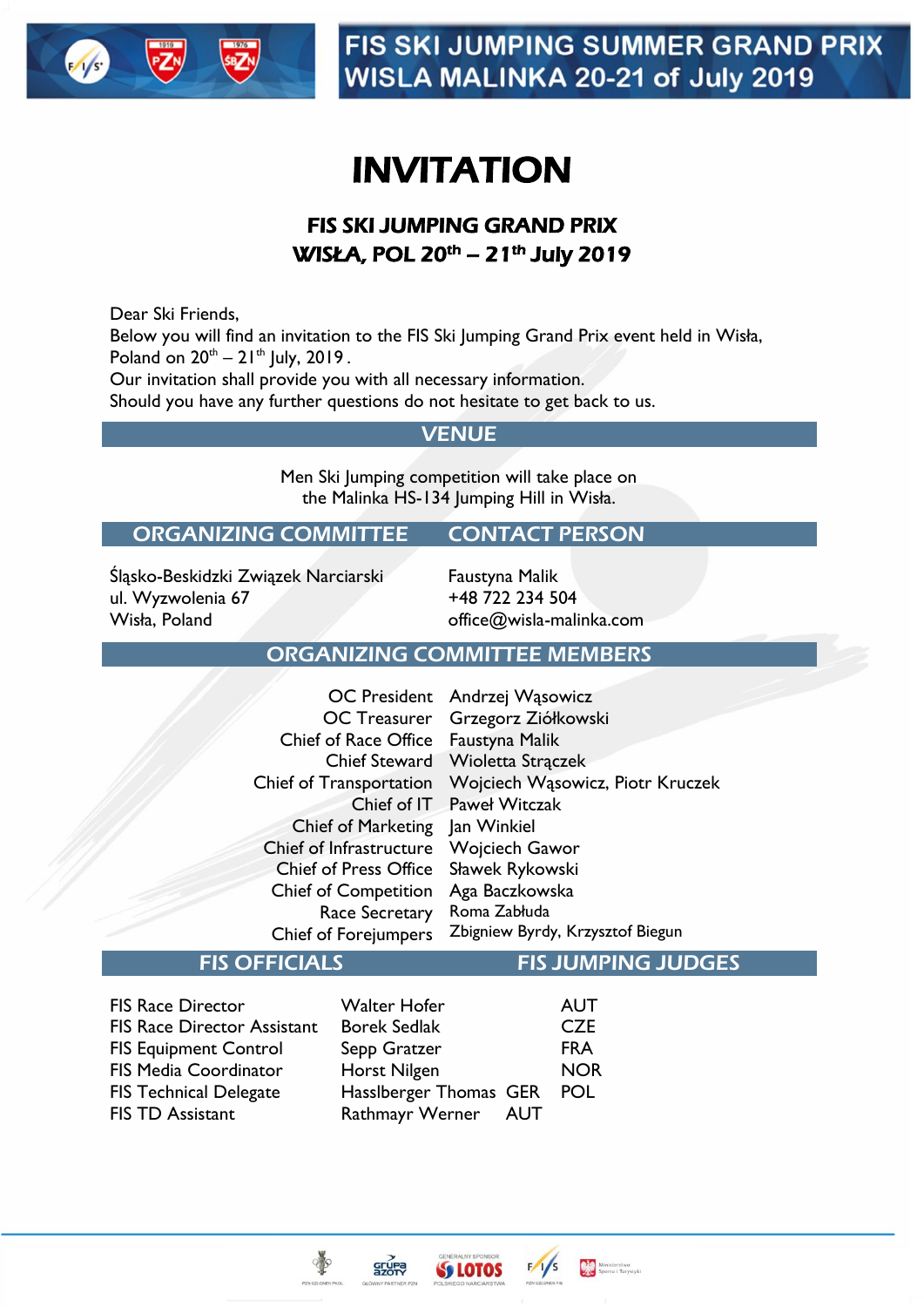FIS SKI JUMPING SUMMER GRAND PRIX
WISLA MALINKA 20-21 of July 2019

# INVITATION

## FIS SKI JUMPING GRAND PRIX
## WISŁA, POL 20th – 21th July 2019

Dear Ski Friends,
Below you will find an invitation to the FIS Ski Jumping Grand Prix event held in Wisła, Poland on 20th – 21th July, 2019 .
Our invitation shall provide you with all necessary information.
Should you have any further questions do not hesitate to get back to us.

## VENUE

Men Ski Jumping competition will take place on the Malinka HS-134 Jumping Hill in Wisła.

## ORGANIZING COMMITTEE

Śląsko-Beskidzki Związek Narciarski
ul. Wyzwolenia 67
Wisła, Poland

## CONTACT PERSON

Faustyna Malik
+48 722 234 504
office@wisla-malinka.com

## ORGANIZING COMMITTEE MEMBERS

| | |
|---|---|
| OC President | Andrzej Wąsowicz |
| OC Treasurer | Grzegorz Ziółkowski |
| Chief of Race Office | Faustyna Malik |
| Chief Steward | Wioletta Strączek |
| Chief of Transportation | Wojciech Wąsowicz, Piotr Kruczek |
| Chief of IT | Paweł Witczak |
| Chief of Marketing | Jan Winkiel |
| Chief of Infrastructure | Wojciech Gawor |
| Chief of Press Office | Sławek Rykowski |
| Chief of Competition | Aga Baczkowska |
| Race Secretary | Roma Zabłuda |
| Chief of Forejumpers | Zbigniew Byrdy, Krzysztof Biegun |

## FIS OFFICIALS

| | | |
|---|---|---|
| FIS Race Director | Walter Hofer | |
| FIS Race Director Assistant | Borek Sedlak | |
| FIS Equipment Control | Sepp Gratzer | |
| FIS Media Coordinator | Horst Nilgen | |
| FIS Technical Delegate | Hasslberger Thomas | GER |
| FIS TD Assistant | Rathmayr Werner | AUT |

## FIS JUMPING JUDGES

AUT
CZE
FRA
NOR
POL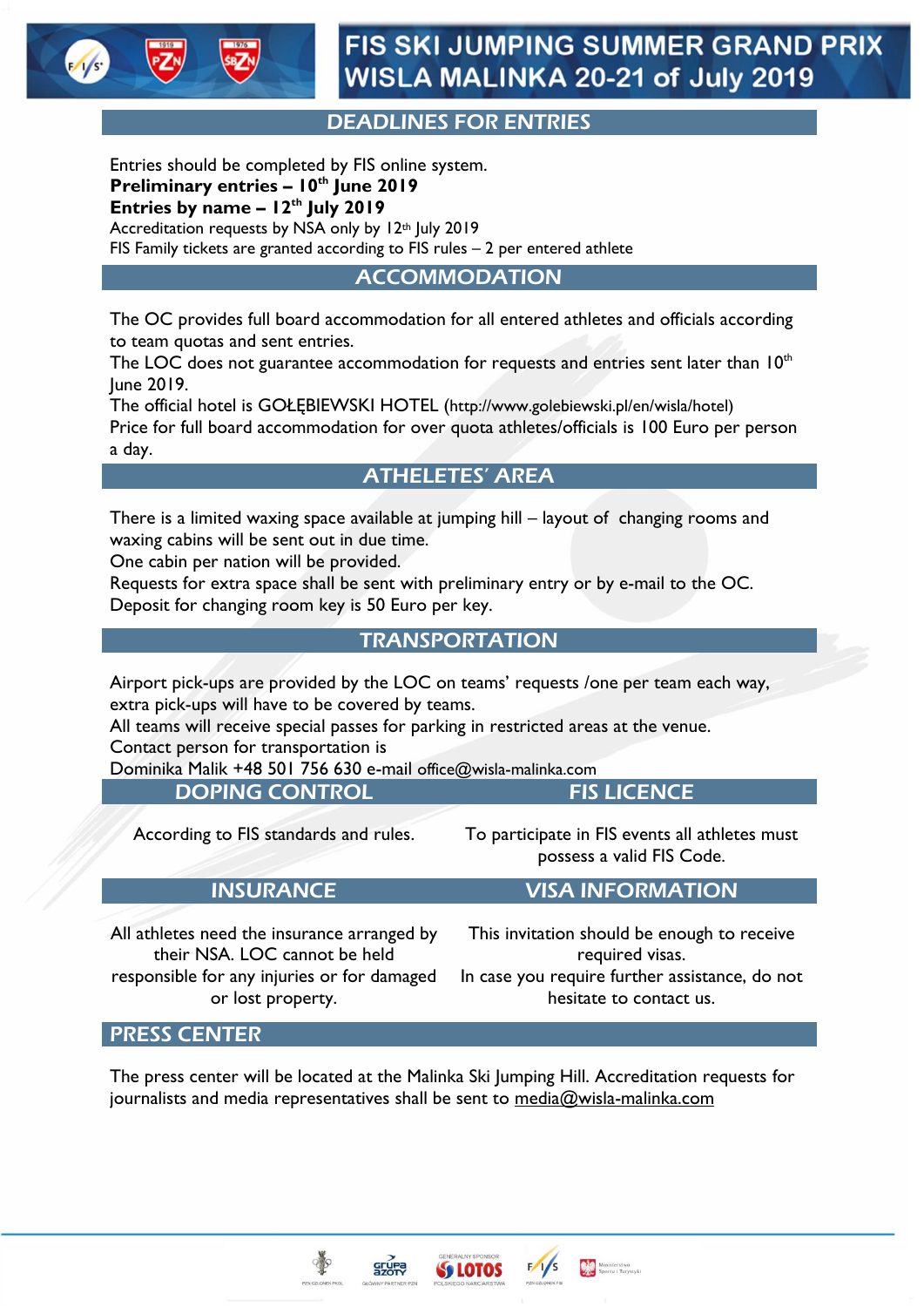# FIS SKI JUMPING SUMMER GRAND PRIX WISLA MALINKA 20-21 of July 2019

## DEADLINES FOR ENTRIES

Entries should be completed by FIS online system.
**Preliminary entries – 10th June 2019**
**Entries by name – 12th July 2019**
Accreditation requests by NSA only by 12th July 2019
FIS Family tickets are granted according to FIS rules – 2 per entered athlete

## ACCOMMODATION

The OC provides full board accommodation for all entered athletes and officials according to team quotas and sent entries.
The LOC does not guarantee accommodation for requests and entries sent later than 10th June 2019.
The official hotel is GOŁĘBIEWSKI HOTEL (http://www.golebiewski.pl/en/wisla/hotel)
Price for full board accommodation for over quota athletes/officials is 100 Euro per person a day.

## ATHELETES' AREA

There is a limited waxing space available at jumping hill – layout of changing rooms and waxing cabins will be sent out in due time.
One cabin per nation will be provided.
Requests for extra space shall be sent with preliminary entry or by e-mail to the OC.
Deposit for changing room key is 50 Euro per key.

## TRANSPORTATION

Airport pick-ups are provided by the LOC on teams' requests /one per team each way, extra pick-ups will have to be covered by teams.
All teams will receive special passes for parking in restricted areas at the venue.
Contact person for transportation is
Dominika Malik +48 501 756 630 e-mail office@wisla-malinka.com

## DOPING CONTROL

According to FIS standards and rules.

## FIS LICENCE

To participate in FIS events all athletes must possess a valid FIS Code.

## INSURANCE

All athletes need the insurance arranged by their NSA. LOC cannot be held responsible for any injuries or for damaged or lost property.

## VISA INFORMATION

This invitation should be enough to receive required visas.
In case you require further assistance, do not hesitate to contact us.

## PRESS CENTER

The press center will be located at the Malinka Ski Jumping Hill. Accreditation requests for journalists and media representatives shall be sent to media@wisla-malinka.com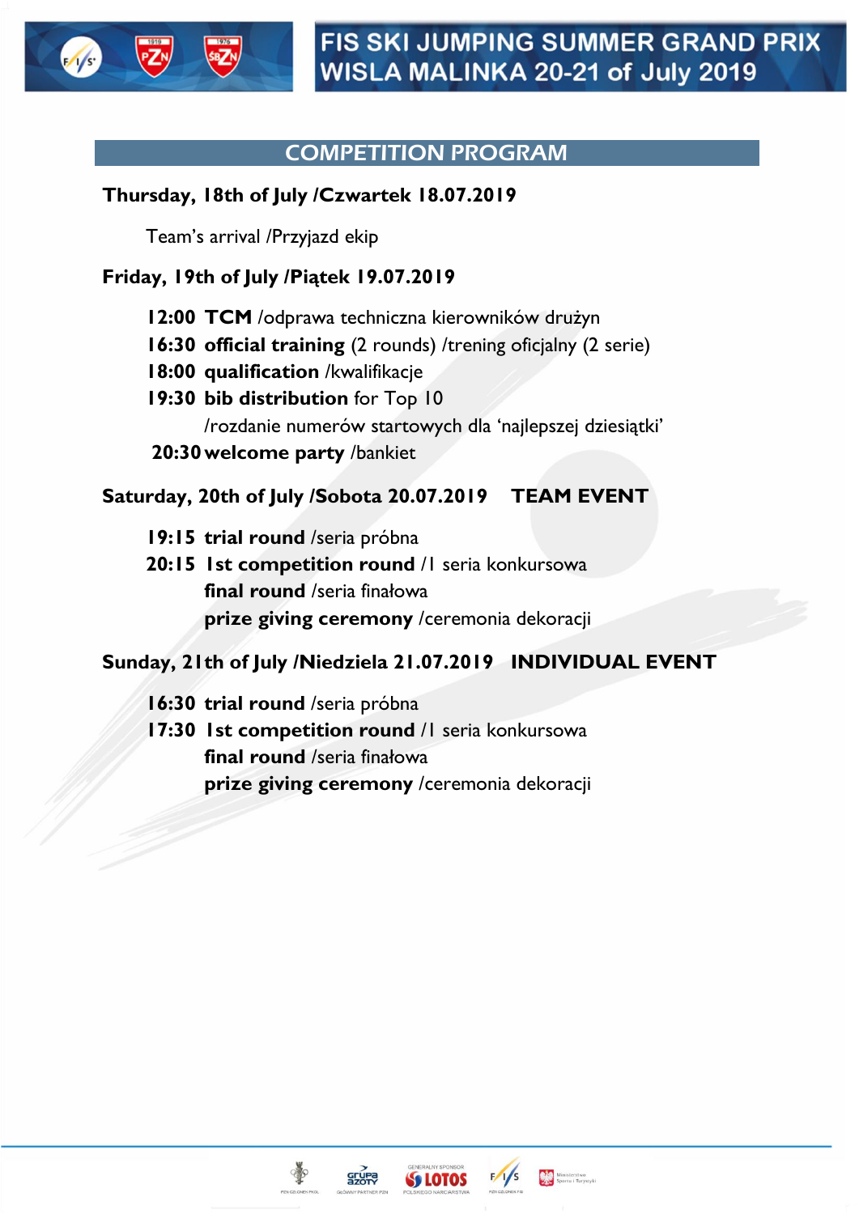# FIS SKI JUMPING SUMMER GRAND PRIX WISLA MALINKA 20-21 of July 2019

## COMPETITION PROGRAM

**Thursday, 18th of July /Czwartek 18.07.2019**

Team's arrival /Przyjazd ekip

**Friday, 19th of July /Piątek 19.07.2019**

**12:00 TCM** /odprawa techniczna kierowników drużyn
**16:30 official training** (2 rounds) /trening oficjalny (2 serie)
**18:00 qualification** /kwalifikacje
**19:30 bib distribution** for Top 10
/rozdanie numerów startowych dla 'najlepszej dziesiątki'
**20:30 welcome party** /bankiet

**Saturday, 20th of July /Sobota 20.07.2019 TEAM EVENT**

**19:15 trial round** /seria próbna
**20:15 1st competition round** / I seria konkursowa
**final round** /seria finałowa
**prize giving ceremony** /ceremonia dekoracji

**Sunday, 21th of July /Niedziela 21.07.2019 INDIVIDUAL EVENT**

**16:30 trial round** /seria próbna
**17:30 1st competition round** / I seria konkursowa
**final round** /seria finałowa
**prize giving ceremony** /ceremonia dekoracji